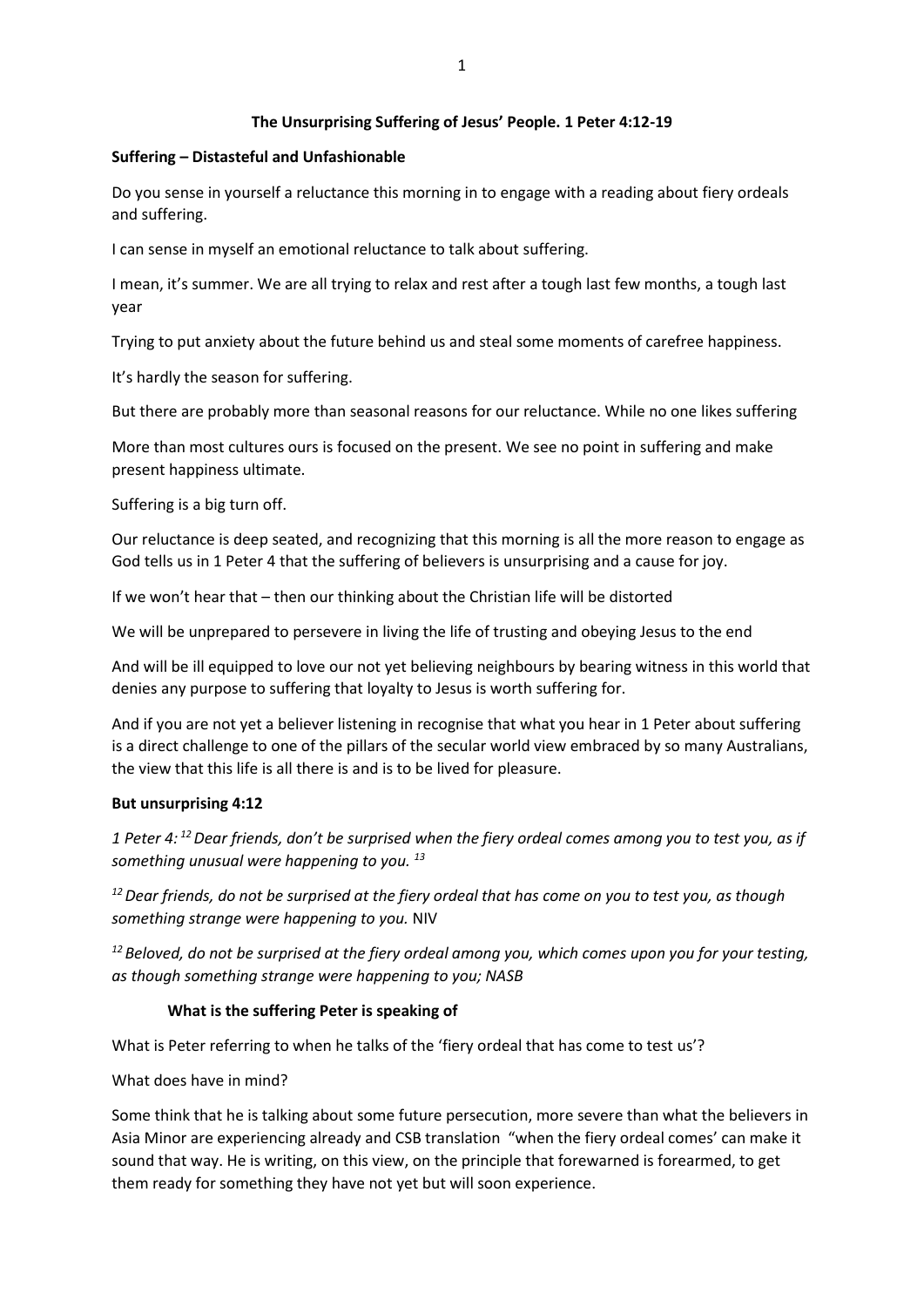## The Unsurprising Suffering of Jesus' People. 1 Peter 4:12-19

### Suffering – Distasteful and Unfashionable

Do you sense in yourself a reluctance this morning in to engage with a reading about fiery ordeals and suffering.

I can sense in myself an emotional reluctance to talk about suffering.

I mean, it's summer. We are all trying to relax and rest after a tough last few months, a tough last year

Trying to put anxiety about the future behind us and steal some moments of carefree happiness.

It's hardly the season for suffering.

But there are probably more than seasonal reasons for our reluctance. While no one likes suffering

More than most cultures ours is focused on the present. We see no point in suffering and make present happiness ultimate.

Suffering is a big turn off.

Our reluctance is deep seated, and recognizing that this morning is all the more reason to engage as God tells us in 1 Peter 4 that the suffering of believers is unsurprising and a cause for joy.

If we won't hear that – then our thinking about the Christian life will be distorted

We will be unprepared to persevere in living the life of trusting and obeying Jesus to the end

And will be ill equipped to love our not yet believing neighbours by bearing witness in this world that denies any purpose to suffering that loyalty to Jesus is worth suffering for.

And if you are not yet a believer listening in recognise that what you hear in 1 Peter about suffering is a direct challenge to one of the pillars of the secular world view embraced by so many Australians, the view that this life is all there is and is to be lived for pleasure.

### But unsurprising 4:12

*1 Peter 4: [12] Dear friends, don't be surprised when the fiery ordeal comes among you to test you, as if something unusual were happening to you. [13]*

*[12] Dear friends, do not be surprised at the fiery ordeal that has come on you to test you, as though something strange were happening to you.* NIV

*[12] Beloved, do not be surprised at the fiery ordeal among you, which comes upon you for your testing, as though something strange were happening to you; NASB*

#### What is the suffering Peter is speaking of

What is Peter referring to when he talks of the 'fiery ordeal that has come to test us'?

What does have in mind?

Some think that he is talking about some future persecution, more severe than what the believers in Asia Minor are experiencing already and CSB translation "when the fiery ordeal comes' can make it sound that way. He is writing, on this view, on the principle that forewarned is forearmed, to get them ready for something they have not yet but will soon experience.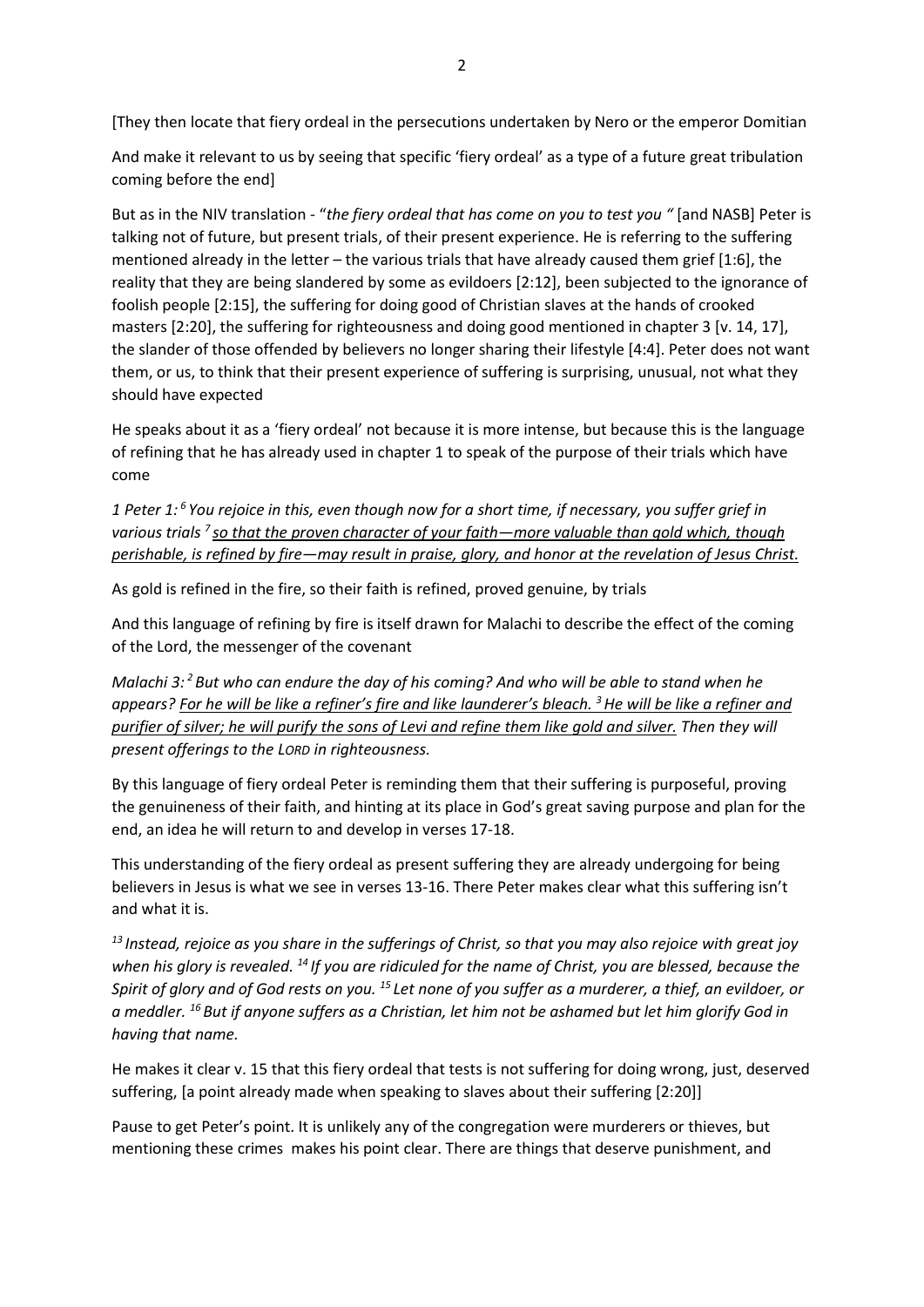[They then locate that fiery ordeal in the persecutions undertaken by Nero or the emperor Domitian

And make it relevant to us by seeing that specific 'fiery ordeal' as a type of a future great tribulation coming before the end]

But as in the NIV translation - "*the fiery ordeal that has come on you to test you "* [and NASB] Peter is talking not of future, but present trials, of their present experience. He is referring to the suffering mentioned already in the letter – the various trials that have already caused them grief [1:6], the reality that they are being slandered by some as evildoers [2:12], been subjected to the ignorance of foolish people [2:15], the suffering for doing good of Christian slaves at the hands of crooked masters [2:20], the suffering for righteousness and doing good mentioned in chapter 3 [v. 14, 17], the slander of those offended by believers no longer sharing their lifestyle [4:4]. Peter does not want them, or us, to think that their present experience of suffering is surprising, unusual, not what they should have expected

He speaks about it as a 'fiery ordeal' not because it is more intense, but because this is the language of refining that he has already used in chapter 1 to speak of the purpose of their trials which have come

*1 Peter 1:[6] You rejoice in this, even though now for a short time, if necessary, you suffer grief in various trials [7] <u>so that the proven character of your faith—more valuable than gold which, though perishable, is refined by fire—may result in praise, glory, and honor at the revelation of Jesus Christ.</u>*

As gold is refined in the fire, so their faith is refined, proved genuine, by trials

And this language of refining by fire is itself drawn for Malachi to describe the effect of the coming of the Lord, the messenger of the covenant

*Malachi 3:[2] But who can endure the day of his coming? And who will be able to stand when he appears? <u>For he will be like a refiner's fire and like launderer's bleach. [3] He will be like a refiner and purifier of silver; he will purify the sons of Levi and refine them like gold and silver.</u> Then they will present offerings to the LORD in righteousness.*

By this language of fiery ordeal Peter is reminding them that their suffering is purposeful, proving the genuineness of their faith, and hinting at its place in God's great saving purpose and plan for the end, an idea he will return to and develop in verses 17-18.

This understanding of the fiery ordeal as present suffering they are already undergoing for being believers in Jesus is what we see in verses 13-16. There Peter makes clear what this suffering isn't and what it is.

*[13] Instead, rejoice as you share in the sufferings of Christ, so that you may also rejoice with great joy when his glory is revealed. [14] If you are ridiculed for the name of Christ, you are blessed, because the Spirit of glory and of God rests on you. [15] Let none of you suffer as a murderer, a thief, an evildoer, or a meddler. [16] But if anyone suffers as a Christian, let him not be ashamed but let him glorify God in having that name.*

He makes it clear v. 15 that this fiery ordeal that tests is not suffering for doing wrong, just, deserved suffering, [a point already made when speaking to slaves about their suffering [2:20]]

Pause to get Peter's point. It is unlikely any of the congregation were murderers or thieves, but mentioning these crimes makes his point clear. There are things that deserve punishment, and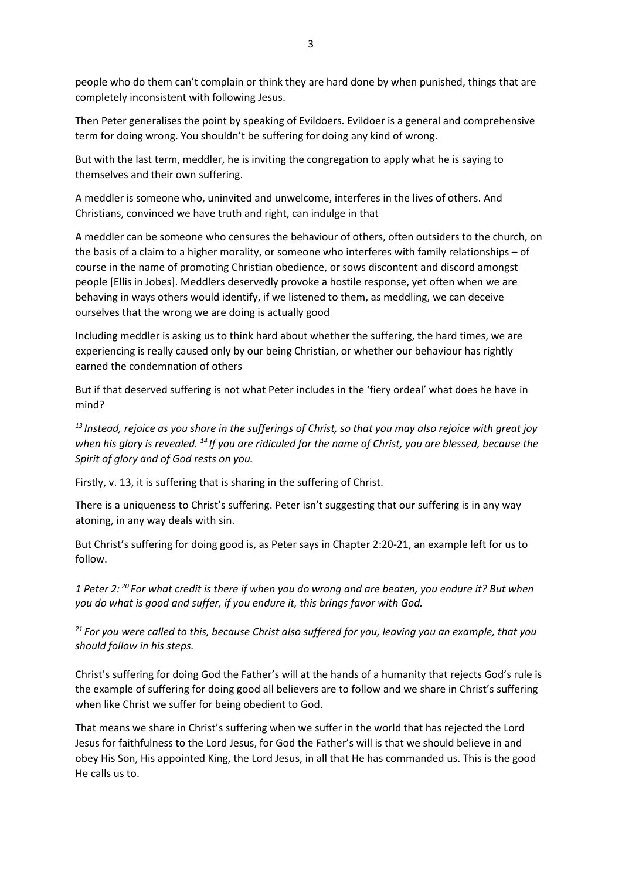people who do them can't complain or think they are hard done by when punished, things that are completely inconsistent with following Jesus.

Then Peter generalises the point by speaking of Evildoers. Evildoer is a general and comprehensive term for doing wrong. You shouldn't be suffering for doing any kind of wrong.

But with the last term, meddler, he is inviting the congregation to apply what he is saying to themselves and their own suffering.

A meddler is someone who, uninvited and unwelcome, interferes in the lives of others. And Christians, convinced we have truth and right, can indulge in that

A meddler can be someone who censures the behaviour of others, often outsiders to the church, on the basis of a claim to a higher morality, or someone who interferes with family relationships – of course in the name of promoting Christian obedience, or sows discontent and discord amongst people [Ellis in Jobes]. Meddlers deservedly provoke a hostile response, yet often when we are behaving in ways others would identify, if we listened to them, as meddling, we can deceive ourselves that the wrong we are doing is actually good

Including meddler is asking us to think hard about whether the suffering, the hard times, we are experiencing is really caused only by our being Christian, or whether our behaviour has rightly earned the condemnation of others

But if that deserved suffering is not what Peter includes in the 'fiery ordeal' what does he have in mind?

*[13] Instead, rejoice as you share in the sufferings of Christ, so that you may also rejoice with great joy when his glory is revealed. [14] If you are ridiculed for the name of Christ, you are blessed, because the Spirit of glory and of God rests on you.*

Firstly, v. 13, it is suffering that is sharing in the suffering of Christ.

There is a uniqueness to Christ's suffering. Peter isn't suggesting that our suffering is in any way atoning, in any way deals with sin.

But Christ's suffering for doing good is, as Peter says in Chapter 2:20-21, an example left for us to follow.

*1 Peter 2: [20] For what credit is there if when you do wrong and are beaten, you endure it? But when you do what is good and suffer, if you endure it, this brings favor with God.*

*[21] For you were called to this, because Christ also suffered for you, leaving you an example, that you should follow in his steps.*

Christ's suffering for doing God the Father's will at the hands of a humanity that rejects God's rule is the example of suffering for doing good all believers are to follow and we share in Christ's suffering when like Christ we suffer for being obedient to God.

That means we share in Christ's suffering when we suffer in the world that has rejected the Lord Jesus for faithfulness to the Lord Jesus, for God the Father's will is that we should believe in and obey His Son, His appointed King, the Lord Jesus, in all that He has commanded us. This is the good He calls us to.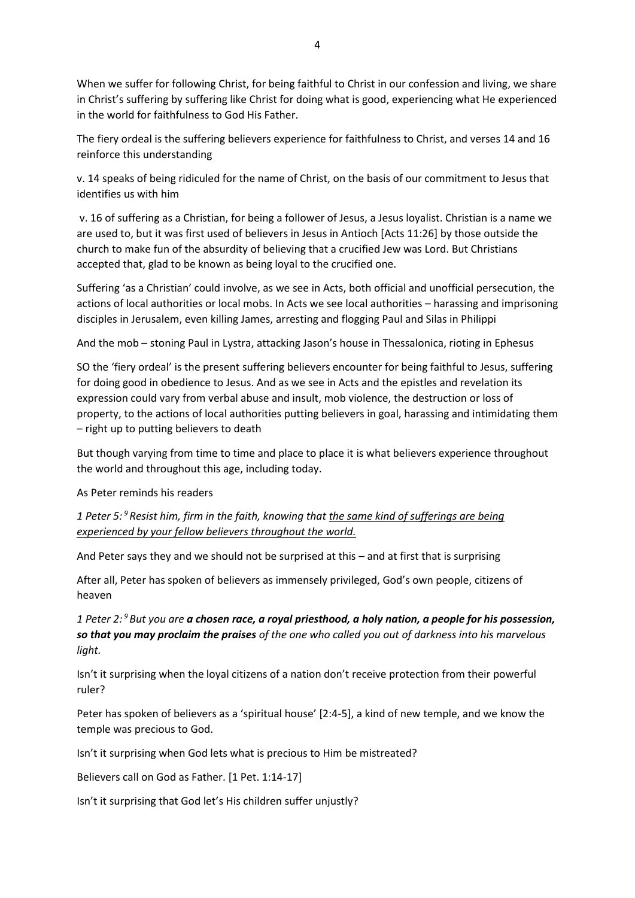When we suffer for following Christ, for being faithful to Christ in our confession and living, we share in Christ's suffering by suffering like Christ for doing what is good, experiencing what He experienced in the world for faithfulness to God His Father.

The fiery ordeal is the suffering believers experience for faithfulness to Christ, and verses 14 and 16 reinforce this understanding

v. 14 speaks of being ridiculed for the name of Christ, on the basis of our commitment to Jesus that identifies us with him

v. 16 of suffering as a Christian, for being a follower of Jesus, a Jesus loyalist. Christian is a name we are used to, but it was first used of believers in Jesus in Antioch [Acts 11:26] by those outside the church to make fun of the absurdity of believing that a crucified Jew was Lord. But Christians accepted that, glad to be known as being loyal to the crucified one.

Suffering 'as a Christian' could involve, as we see in Acts, both official and unofficial persecution, the actions of local authorities or local mobs. In Acts we see local authorities – harassing and imprisoning disciples in Jerusalem, even killing James, arresting and flogging Paul and Silas in Philippi

And the mob – stoning Paul in Lystra, attacking Jason's house in Thessalonica, rioting in Ephesus

SO the 'fiery ordeal' is the present suffering believers encounter for being faithful to Jesus, suffering for doing good in obedience to Jesus. And as we see in Acts and the epistles and revelation its expression could vary from verbal abuse and insult, mob violence, the destruction or loss of property, to the actions of local authorities putting believers in goal, harassing and intimidating them – right up to putting believers to death

But though varying from time to time and place to place it is what believers experience throughout the world and throughout this age, including today.

As Peter reminds his readers

*1 Peter 5:[9] Resist him, firm in the faith, knowing that <u>the same kind of sufferings are being experienced by your fellow believers throughout the world.</u>*

And Peter says they and we should not be surprised at this – and at first that is surprising

After all, Peter has spoken of believers as immensely privileged, God's own people, citizens of heaven

*1 Peter 2:[9] But you are **a chosen race, a royal priesthood, a holy nation, a people for his possession, so that you may proclaim the praises** of the one who called you out of darkness into his marvelous light.*

Isn't it surprising when the loyal citizens of a nation don't receive protection from their powerful ruler?

Peter has spoken of believers as a 'spiritual house' [2:4-5], a kind of new temple, and we know the temple was precious to God.

Isn't it surprising when God lets what is precious to Him be mistreated?

Believers call on God as Father. [1 Pet. 1:14-17]

Isn't it surprising that God let's His children suffer unjustly?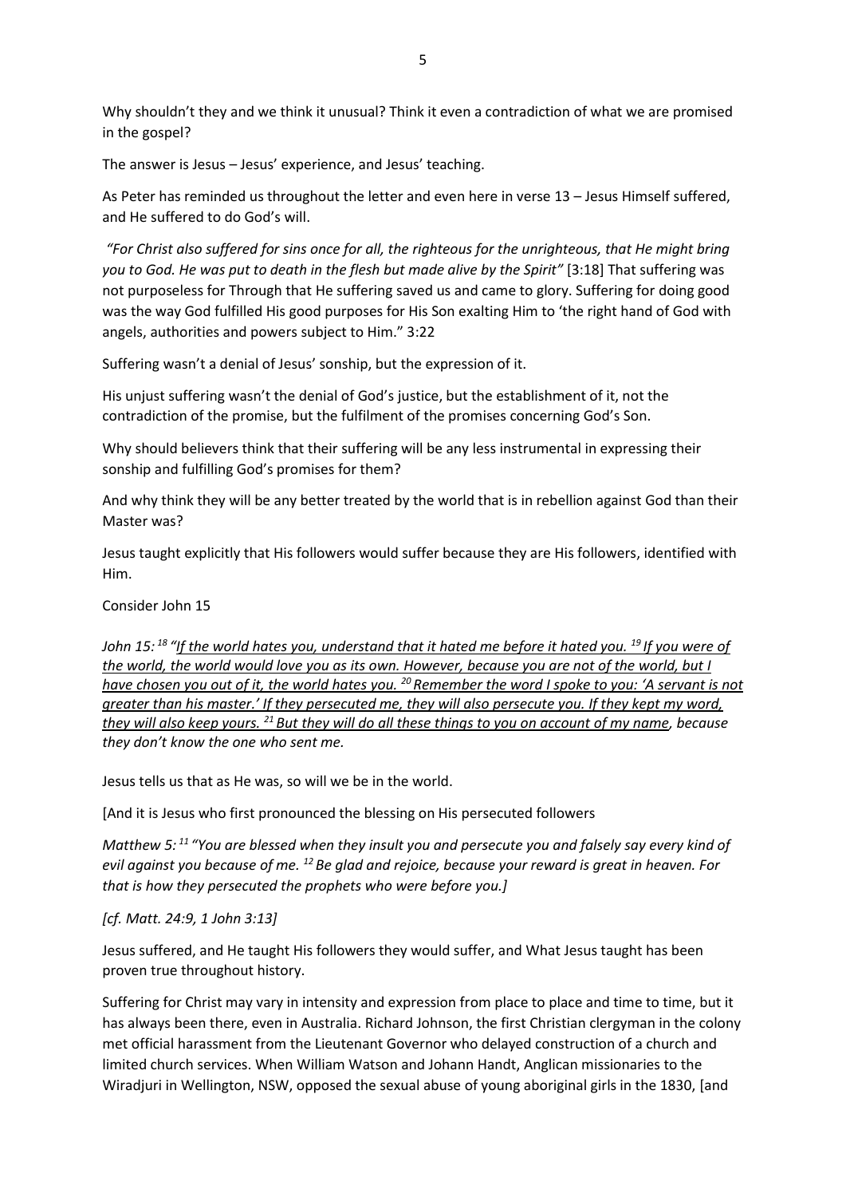Why shouldn't they and we think it unusual? Think it even a contradiction of what we are promised in the gospel?

The answer is Jesus – Jesus' experience, and Jesus' teaching.

As Peter has reminded us throughout the letter and even here in verse 13 – Jesus Himself suffered, and He suffered to do God's will.

*"For Christ also suffered for sins once for all, the righteous for the unrighteous, that He might bring you to God. He was put to death in the flesh but made alive by the Spirit"* [3:18] That suffering was not purposeless for Through that He suffering saved us and came to glory. Suffering for doing good was the way God fulfilled His good purposes for His Son exalting Him to 'the right hand of God with angels, authorities and powers subject to Him." 3:22

Suffering wasn't a denial of Jesus' sonship, but the expression of it.

His unjust suffering wasn't the denial of God's justice, but the establishment of it, not the contradiction of the promise, but the fulfilment of the promises concerning God's Son.

Why should believers think that their suffering will be any less instrumental in expressing their sonship and fulfilling God's promises for them?

And why think they will be any better treated by the world that is in rebellion against God than their Master was?

Jesus taught explicitly that His followers would suffer because they are His followers, identified with Him.

Consider John 15

*John 15: [18] "<u>If the world hates you, understand that it hated me before it hated you. [19] If you were of the world, the world would love you as its own. However, because you are not of the world, but I have chosen you out of it, the world hates you. [20] Remember the word I spoke to you: 'A servant is not greater than his master.' If they persecuted me, they will also persecute you. If they kept my word, they will also keep yours. [21] But they will do all these things to you on account of my name</u>, because they don't know the one who sent me.*

Jesus tells us that as He was, so will we be in the world.

[And it is Jesus who first pronounced the blessing on His persecuted followers

*Matthew 5: [11] "You are blessed when they insult you and persecute you and falsely say every kind of evil against you because of me. [12] Be glad and rejoice, because your reward is great in heaven. For that is how they persecuted the prophets who were before you.]*

*[cf. Matt. 24:9, 1 John 3:13]*

Jesus suffered, and He taught His followers they would suffer, and What Jesus taught has been proven true throughout history.

Suffering for Christ may vary in intensity and expression from place to place and time to time, but it has always been there, even in Australia. Richard Johnson, the first Christian clergyman in the colony met official harassment from the Lieutenant Governor who delayed construction of a church and limited church services. When William Watson and Johann Handt, Anglican missionaries to the Wiradjuri in Wellington, NSW, opposed the sexual abuse of young aboriginal girls in the 1830, [and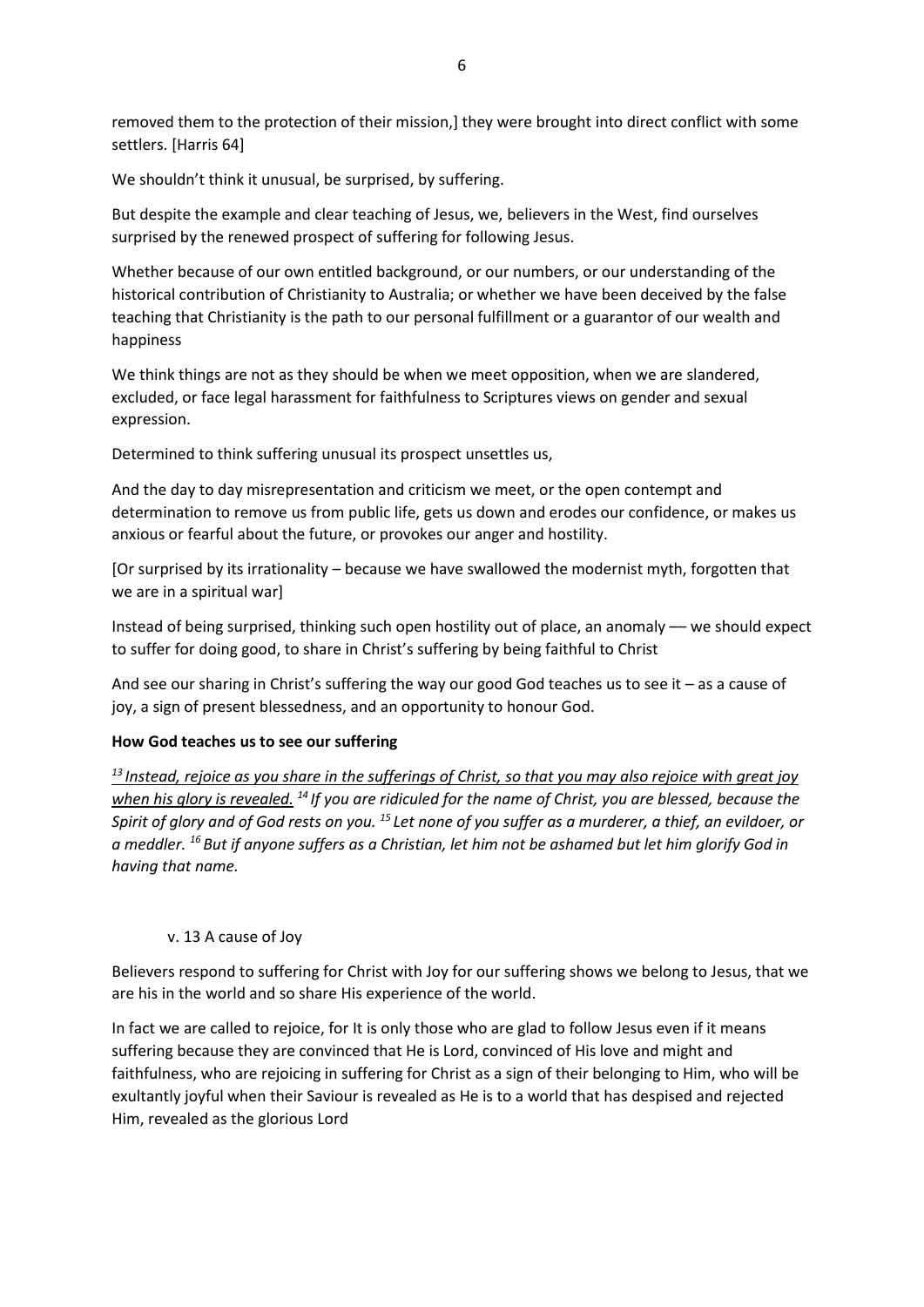removed them to the protection of their mission,] they were brought into direct conflict with some settlers. [Harris 64]

We shouldn't think it unusual, be surprised, by suffering.

But despite the example and clear teaching of Jesus, we, believers in the West, find ourselves surprised by the renewed prospect of suffering for following Jesus.

Whether because of our own entitled background, or our numbers, or our understanding of the historical contribution of Christianity to Australia; or whether we have been deceived by the false teaching that Christianity is the path to our personal fulfillment or a guarantor of our wealth and happiness

We think things are not as they should be when we meet opposition, when we are slandered, excluded, or face legal harassment for faithfulness to Scriptures views on gender and sexual expression.

Determined to think suffering unusual its prospect unsettles us,

And the day to day misrepresentation and criticism we meet, or the open contempt and determination to remove us from public life, gets us down and erodes our confidence, or makes us anxious or fearful about the future, or provokes our anger and hostility.

[Or surprised by its irrationality – because we have swallowed the modernist myth, forgotten that we are in a spiritual war]

Instead of being surprised, thinking such open hostility out of place, an anomaly –– we should expect to suffer for doing good, to share in Christ's suffering by being faithful to Christ

And see our sharing in Christ's suffering the way our good God teaches us to see it – as a cause of joy, a sign of present blessedness, and an opportunity to honour God.

**How God teaches us to see our suffering**

*[13] <u>Instead, rejoice as you share in the sufferings of Christ, so that you may also rejoice with great joy when his glory is revealed.</u> [14] If you are ridiculed for the name of Christ, you are blessed, because the Spirit of glory and of God rests on you. [15] Let none of you suffer as a murderer, a thief, an evildoer, or a meddler. [16] But if anyone suffers as a Christian, let him not be ashamed but let him glorify God in having that name.*

v. 13 A cause of Joy

Believers respond to suffering for Christ with Joy for our suffering shows we belong to Jesus, that we are his in the world and so share His experience of the world.

In fact we are called to rejoice, for It is only those who are glad to follow Jesus even if it means suffering because they are convinced that He is Lord, convinced of His love and might and faithfulness, who are rejoicing in suffering for Christ as a sign of their belonging to Him, who will be exultantly joyful when their Saviour is revealed as He is to a world that has despised and rejected Him, revealed as the glorious Lord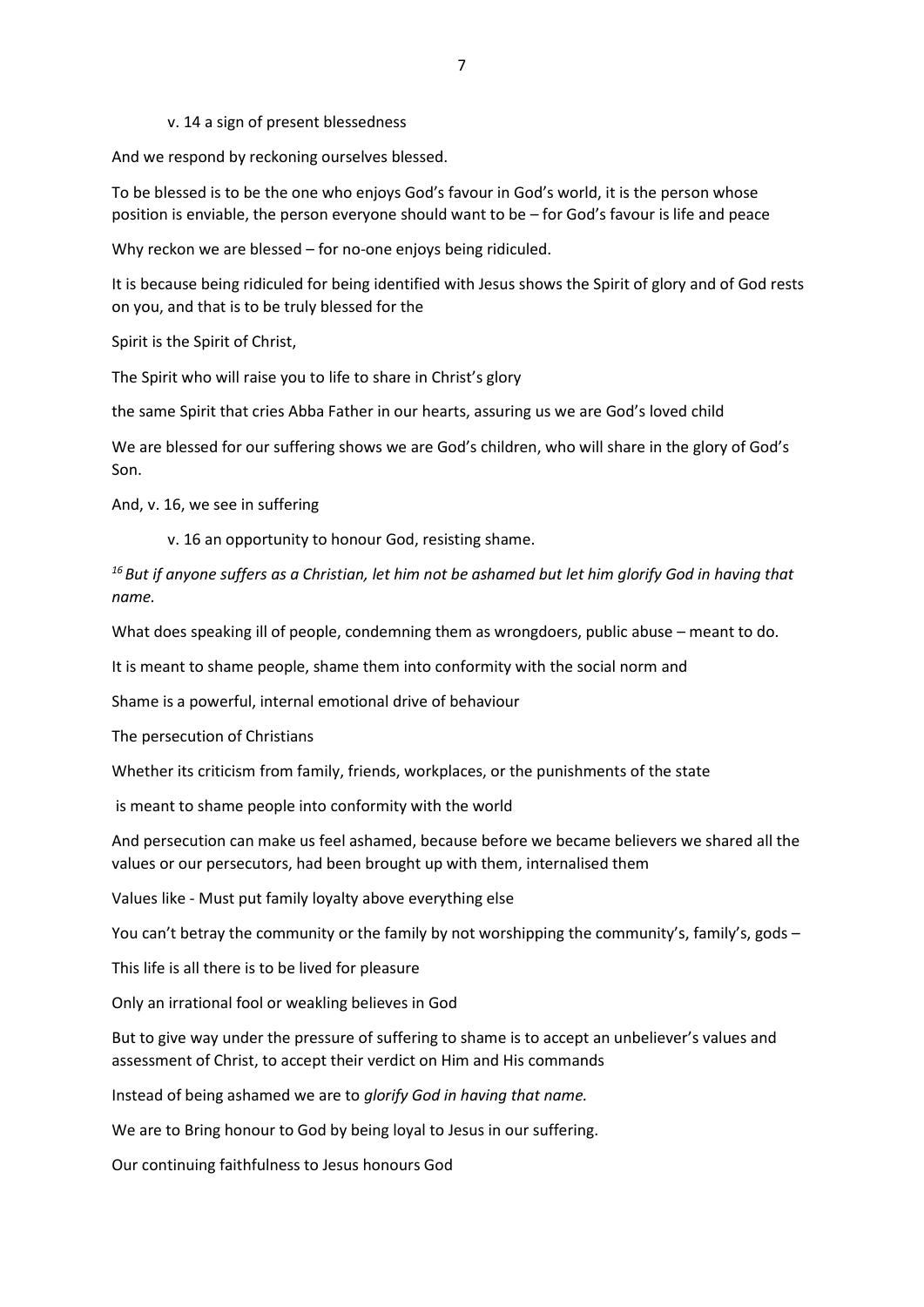v. 14 a sign of present blessedness

And we respond by reckoning ourselves blessed.

To be blessed is to be the one who enjoys God's favour in God's world, it is the person whose position is enviable, the person everyone should want to be – for God's favour is life and peace

Why reckon we are blessed – for no-one enjoys being ridiculed.

It is because being ridiculed for being identified with Jesus shows the Spirit of glory and of God rests on you, and that is to be truly blessed for the

Spirit is the Spirit of Christ,

The Spirit who will raise you to life to share in Christ's glory

the same Spirit that cries Abba Father in our hearts, assuring us we are God's loved child

We are blessed for our suffering shows we are God's children, who will share in the glory of God's Son.

And, v. 16, we see in suffering

v. 16 an opportunity to honour God, resisting shame.

*[16] But if anyone suffers as a Christian, let him not be ashamed but let him glorify God in having that name.*

What does speaking ill of people, condemning them as wrongdoers, public abuse – meant to do.

It is meant to shame people, shame them into conformity with the social norm and

Shame is a powerful, internal emotional drive of behaviour

The persecution of Christians

Whether its criticism from family, friends, workplaces, or the punishments of the state

is meant to shame people into conformity with the world

And persecution can make us feel ashamed, because before we became believers we shared all the values or our persecutors, had been brought up with them, internalised them

Values like - Must put family loyalty above everything else

You can't betray the community or the family by not worshipping the community's, family's, gods –

This life is all there is to be lived for pleasure

Only an irrational fool or weakling believes in God

But to give way under the pressure of suffering to shame is to accept an unbeliever's values and assessment of Christ, to accept their verdict on Him and His commands

Instead of being ashamed we are to *glorify God in having that name.*

We are to Bring honour to God by being loyal to Jesus in our suffering.

Our continuing faithfulness to Jesus honours God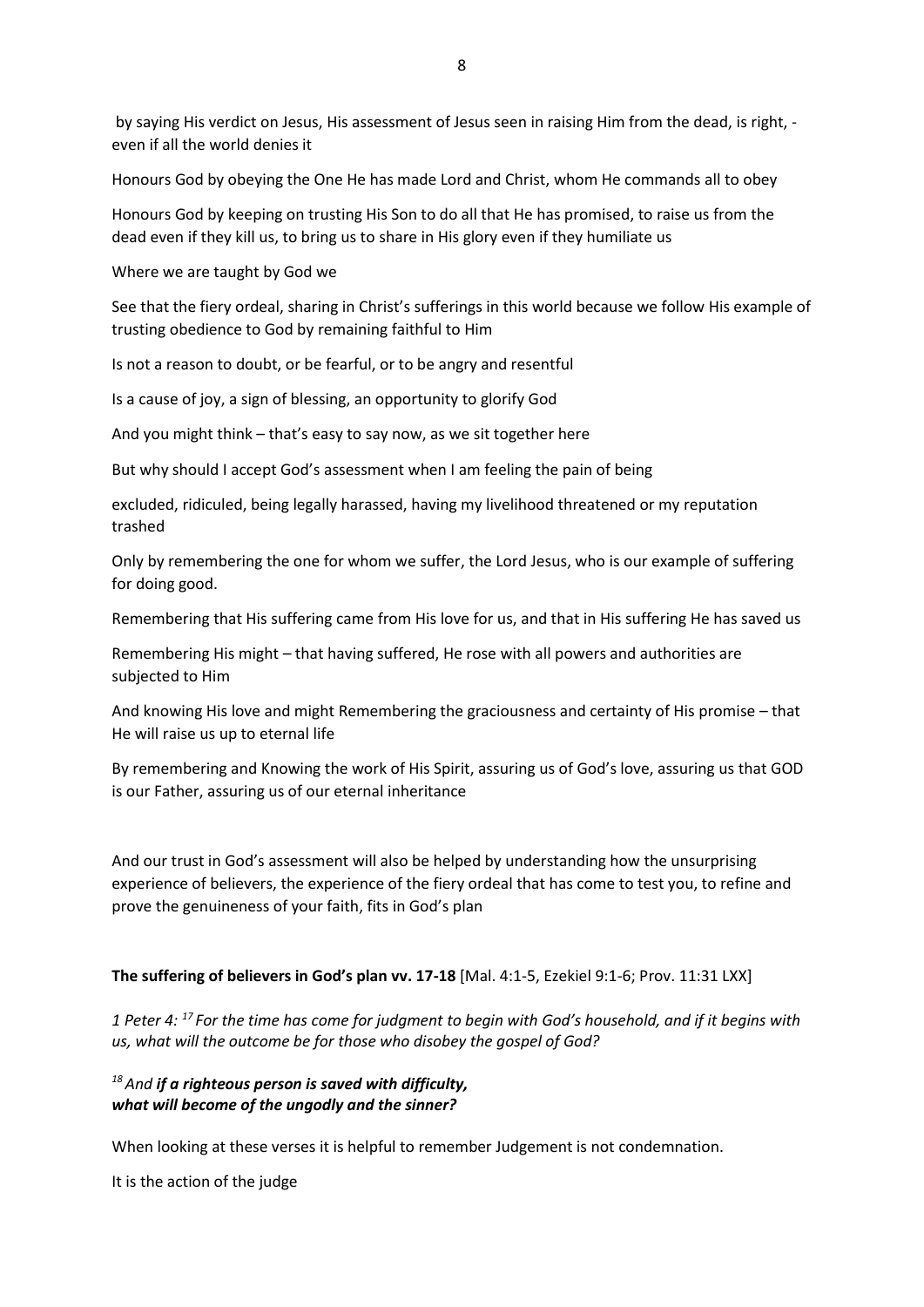by saying His verdict on Jesus, His assessment of Jesus seen in raising Him from the dead, is right, - even if all the world denies it

Honours God by obeying the One He has made Lord and Christ, whom He commands all to obey

Honours God by keeping on trusting His Son to do all that He has promised, to raise us from the dead even if they kill us, to bring us to share in His glory even if they humiliate us

Where we are taught by God we

See that the fiery ordeal, sharing in Christ's sufferings in this world because we follow His example of trusting obedience to God by remaining faithful to Him

Is not a reason to doubt, or be fearful, or to be angry and resentful

Is a cause of joy, a sign of blessing, an opportunity to glorify God

And you might think – that's easy to say now, as we sit together here

But why should I accept God's assessment when I am feeling the pain of being

excluded, ridiculed, being legally harassed, having my livelihood threatened or my reputation trashed

Only by remembering the one for whom we suffer, the Lord Jesus, who is our example of suffering for doing good.

Remembering that His suffering came from His love for us, and that in His suffering He has saved us

Remembering His might – that having suffered, He rose with all powers and authorities are subjected to Him

And knowing His love and might Remembering the graciousness and certainty of His promise – that He will raise us up to eternal life

By remembering and Knowing the work of His Spirit, assuring us of God's love, assuring us that GOD is our Father, assuring us of our eternal inheritance

And our trust in God's assessment will also be helped by understanding how the unsurprising experience of believers, the experience of the fiery ordeal that has come to test you, to refine and prove the genuineness of your faith, fits in God's plan

**The suffering of believers in God's plan vv. 17-18** [Mal. 4:1-5, Ezekiel 9:1-6; Prov. 11:31 LXX]

*1 Peter 4: [17] For the time has come for judgment to begin with God's household, and if it begins with us, what will the outcome be for those who disobey the gospel of God?*

*[18] And* ***if a righteous person is saved with difficulty, what will become of the ungodly and the sinner?***

When looking at these verses it is helpful to remember Judgement is not condemnation.

It is the action of the judge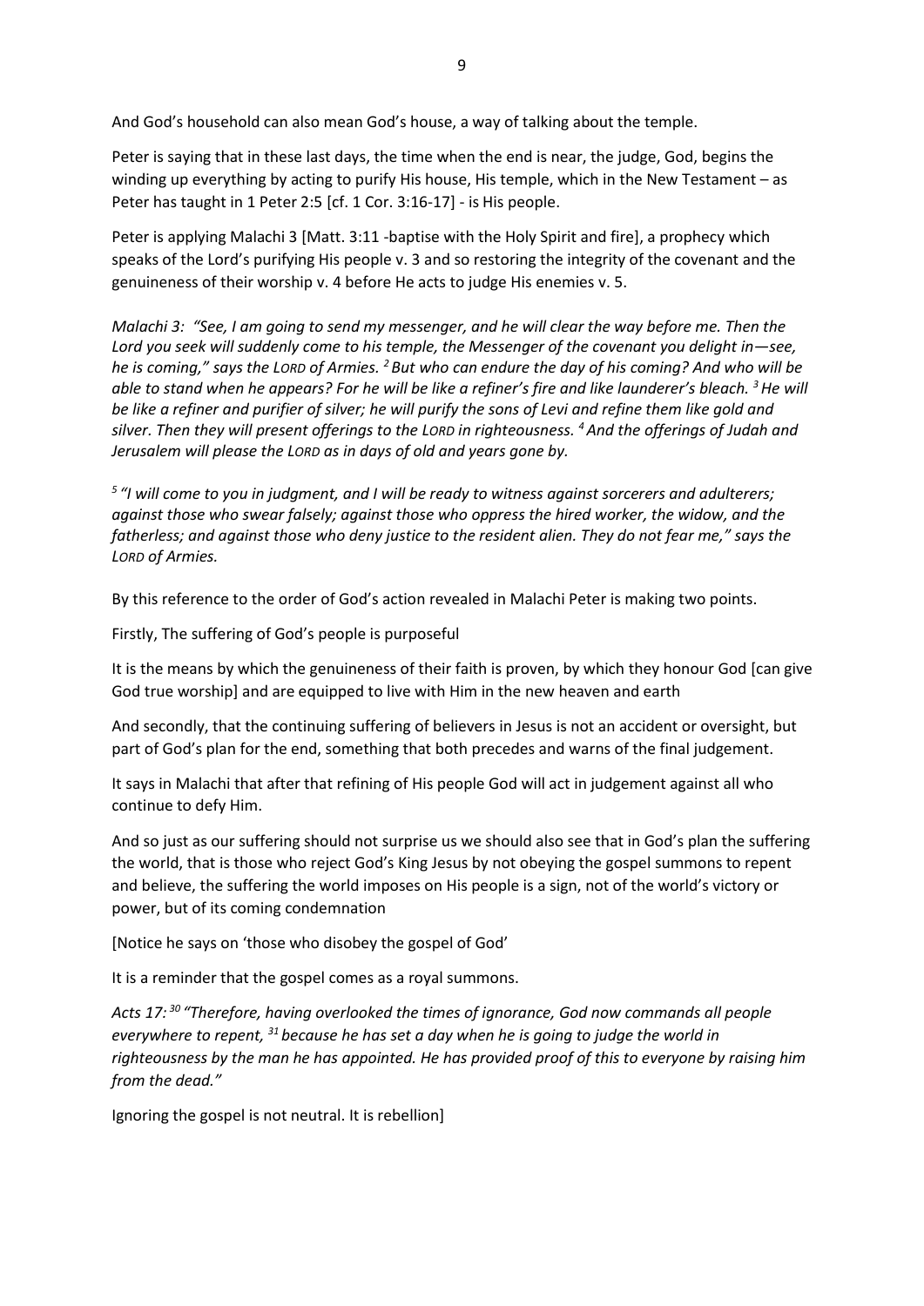And God's household can also mean God's house, a way of talking about the temple.

Peter is saying that in these last days, the time when the end is near, the judge, God, begins the winding up everything by acting to purify His house, His temple, which in the New Testament – as Peter has taught in 1 Peter 2:5 [cf. 1 Cor. 3:16-17] - is His people.

Peter is applying Malachi 3 [Matt. 3:11 -baptise with the Holy Spirit and fire], a prophecy which speaks of the Lord's purifying His people v. 3 and so restoring the integrity of the covenant and the genuineness of their worship v. 4 before He acts to judge His enemies v. 5.

*Malachi 3: "See, I am going to send my messenger, and he will clear the way before me. Then the Lord you seek will suddenly come to his temple, the Messenger of the covenant you delight in—see, he is coming," says the LORD of Armies. [2] But who can endure the day of his coming? And who will be able to stand when he appears? For he will be like a refiner's fire and like launderer's bleach. [3] He will be like a refiner and purifier of silver; he will purify the sons of Levi and refine them like gold and silver. Then they will present offerings to the LORD in righteousness. [4] And the offerings of Judah and Jerusalem will please the LORD as in days of old and years gone by.*

*[5] "I will come to you in judgment, and I will be ready to witness against sorcerers and adulterers; against those who swear falsely; against those who oppress the hired worker, the widow, and the fatherless; and against those who deny justice to the resident alien. They do not fear me," says the LORD of Armies.*

By this reference to the order of God's action revealed in Malachi Peter is making two points.

Firstly, The suffering of God's people is purposeful

It is the means by which the genuineness of their faith is proven, by which they honour God [can give God true worship] and are equipped to live with Him in the new heaven and earth

And secondly, that the continuing suffering of believers in Jesus is not an accident or oversight, but part of God's plan for the end, something that both precedes and warns of the final judgement.

It says in Malachi that after that refining of His people God will act in judgement against all who continue to defy Him.

And so just as our suffering should not surprise us we should also see that in God's plan the suffering the world, that is those who reject God's King Jesus by not obeying the gospel summons to repent and believe, the suffering the world imposes on His people is a sign, not of the world's victory or power, but of its coming condemnation

[Notice he says on 'those who disobey the gospel of God'

It is a reminder that the gospel comes as a royal summons.

*Acts 17: [30] "Therefore, having overlooked the times of ignorance, God now commands all people everywhere to repent, [31] because he has set a day when he is going to judge the world in righteousness by the man he has appointed. He has provided proof of this to everyone by raising him from the dead."*

Ignoring the gospel is not neutral. It is rebellion]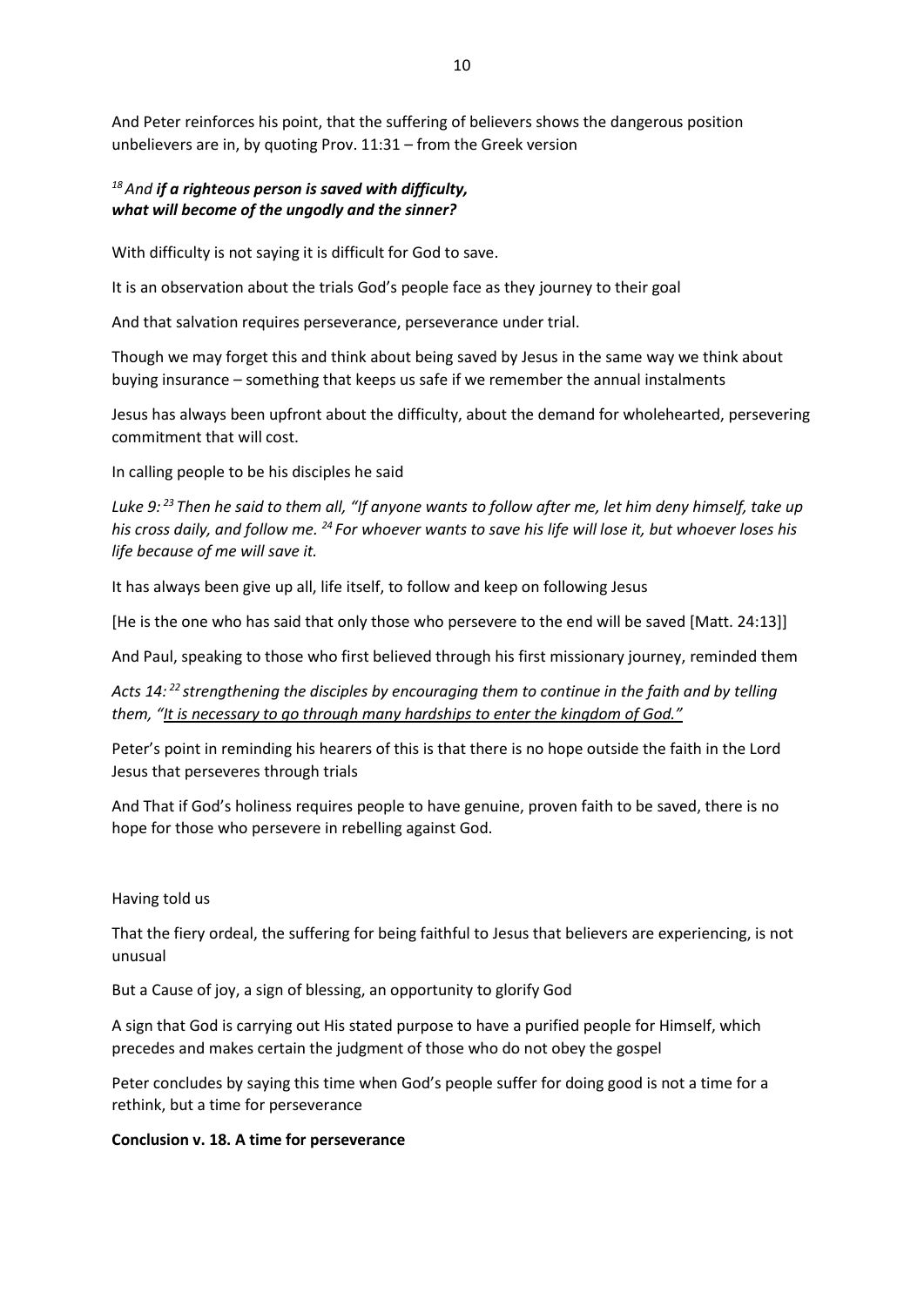And Peter reinforces his point, that the suffering of believers shows the dangerous position unbelievers are in, by quoting Prov. 11:31 – from the Greek version

*[18] And* ***if a righteous person is saved with difficulty,***
***what will become of the ungodly and the sinner?***

With difficulty is not saying it is difficult for God to save.

It is an observation about the trials God's people face as they journey to their goal

And that salvation requires perseverance, perseverance under trial.

Though we may forget this and think about being saved by Jesus in the same way we think about buying insurance – something that keeps us safe if we remember the annual instalments

Jesus has always been upfront about the difficulty, about the demand for wholehearted, persevering commitment that will cost.

In calling people to be his disciples he said

*Luke 9: [23] Then he said to them all, "If anyone wants to follow after me, let him deny himself, take up his cross daily, and follow me. [24] For whoever wants to save his life will lose it, but whoever loses his life because of me will save it.*

It has always been give up all, life itself, to follow and keep on following Jesus

[He is the one who has said that only those who persevere to the end will be saved [Matt. 24:13]]

And Paul, speaking to those who first believed through his first missionary journey, reminded them

*Acts 14: [22] strengthening the disciples by encouraging them to continue in the faith and by telling them, "<u>It is necessary to go through many hardships to enter the kingdom of God.</u>"*

Peter's point in reminding his hearers of this is that there is no hope outside the faith in the Lord Jesus that perseveres through trials

And That if God's holiness requires people to have genuine, proven faith to be saved, there is no hope for those who persevere in rebelling against God.

Having told us

That the fiery ordeal, the suffering for being faithful to Jesus that believers are experiencing, is not unusual

But a Cause of joy, a sign of blessing, an opportunity to glorify God

A sign that God is carrying out His stated purpose to have a purified people for Himself, which precedes and makes certain the judgment of those who do not obey the gospel

Peter concludes by saying this time when God's people suffer for doing good is not a time for a rethink, but a time for perseverance

**Conclusion v. 18. A time for perseverance**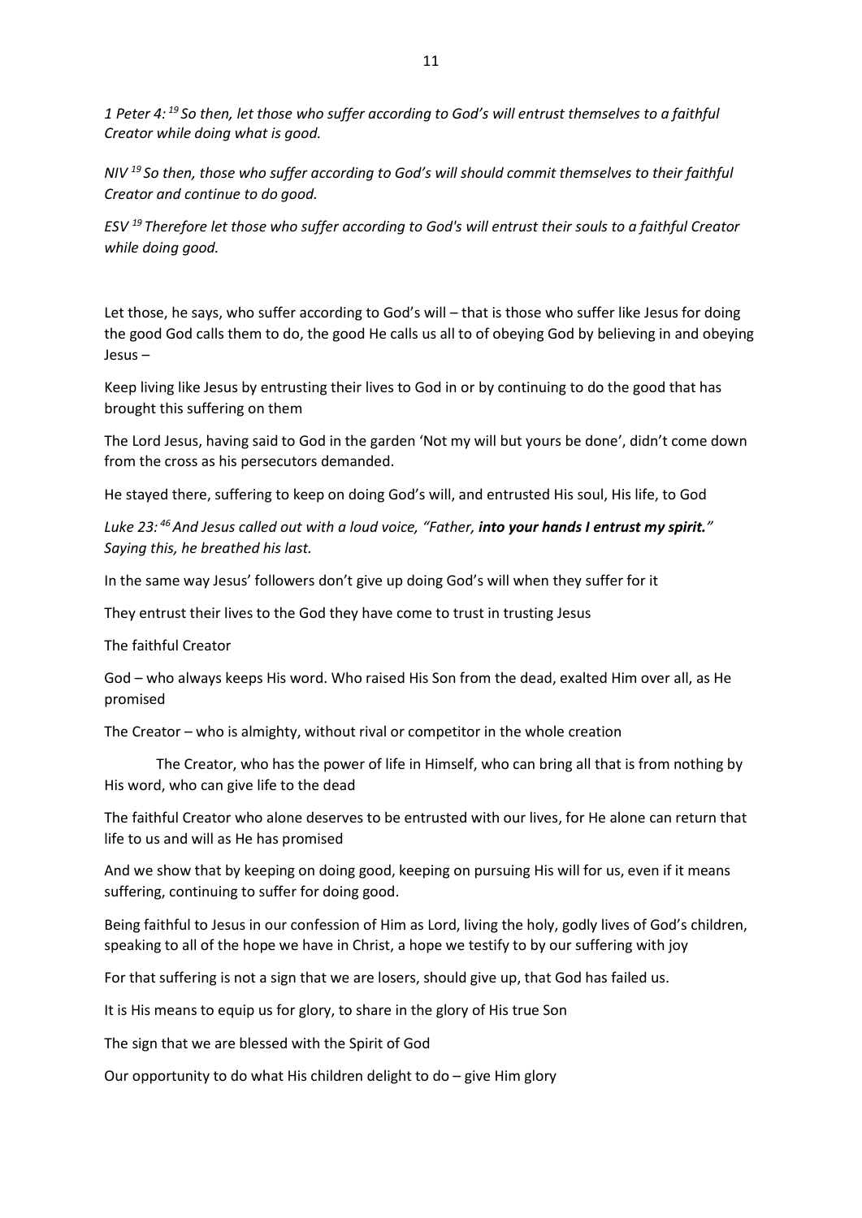*1 Peter 4: [19] So then, let those who suffer according to God's will entrust themselves to a faithful Creator while doing what is good.*

*NIV [19] So then, those who suffer according to God's will should commit themselves to their faithful Creator and continue to do good.*

*ESV [19] Therefore let those who suffer according to God's will entrust their souls to a faithful Creator while doing good.*

Let those, he says, who suffer according to God's will – that is those who suffer like Jesus for doing the good God calls them to do, the good He calls us all to of obeying God by believing in and obeying Jesus –

Keep living like Jesus by entrusting their lives to God in or by continuing to do the good that has brought this suffering on them

The Lord Jesus, having said to God in the garden 'Not my will but yours be done', didn't come down from the cross as his persecutors demanded.

He stayed there, suffering to keep on doing God's will, and entrusted His soul, His life, to God

*Luke 23: [46] And Jesus called out with a loud voice, "Father, **into your hands I entrust my spirit.**" Saying this, he breathed his last.*

In the same way Jesus' followers don't give up doing God's will when they suffer for it

They entrust their lives to the God they have come to trust in trusting Jesus

The faithful Creator

God – who always keeps His word. Who raised His Son from the dead, exalted Him over all, as He promised

The Creator – who is almighty, without rival or competitor in the whole creation

The Creator, who has the power of life in Himself, who can bring all that is from nothing by His word, who can give life to the dead

The faithful Creator who alone deserves to be entrusted with our lives, for He alone can return that life to us and will as He has promised

And we show that by keeping on doing good, keeping on pursuing His will for us, even if it means suffering, continuing to suffer for doing good.

Being faithful to Jesus in our confession of Him as Lord, living the holy, godly lives of God's children, speaking to all of the hope we have in Christ, a hope we testify to by our suffering with joy

For that suffering is not a sign that we are losers, should give up, that God has failed us.

It is His means to equip us for glory, to share in the glory of His true Son

The sign that we are blessed with the Spirit of God

Our opportunity to do what His children delight to do – give Him glory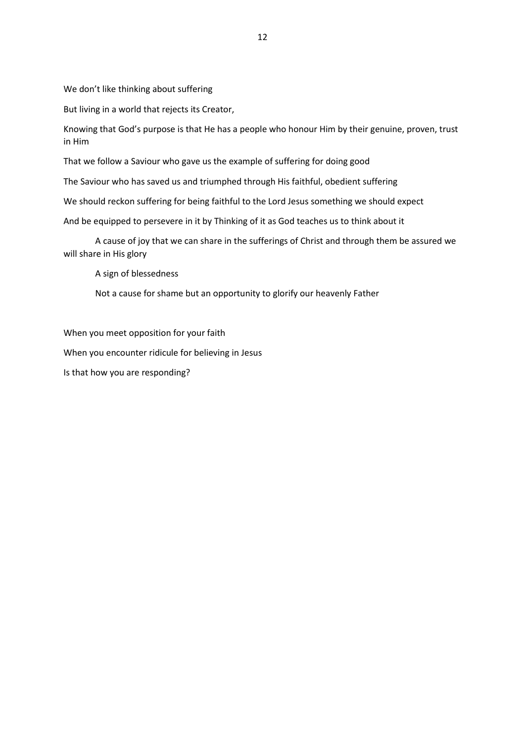We don’t like thinking about suffering

But living in a world that rejects its Creator,

Knowing that God’s purpose is that He has a people who honour Him by their genuine, proven, trust in Him

That we follow a Saviour who gave us the example of suffering for doing good

The Saviour who has saved us and triumphed through His faithful, obedient suffering

We should reckon suffering for being faithful to the Lord Jesus something we should expect

And be equipped to persevere in it by Thinking of it as God teaches us to think about it

> A cause of joy that we can share in the sufferings of Christ and through them be assured we will share in His glory
>
> A sign of blessedness
>
> Not a cause for shame but an opportunity to glorify our heavenly Father

When you meet opposition for your faith

When you encounter ridicule for believing in Jesus

Is that how you are responding?